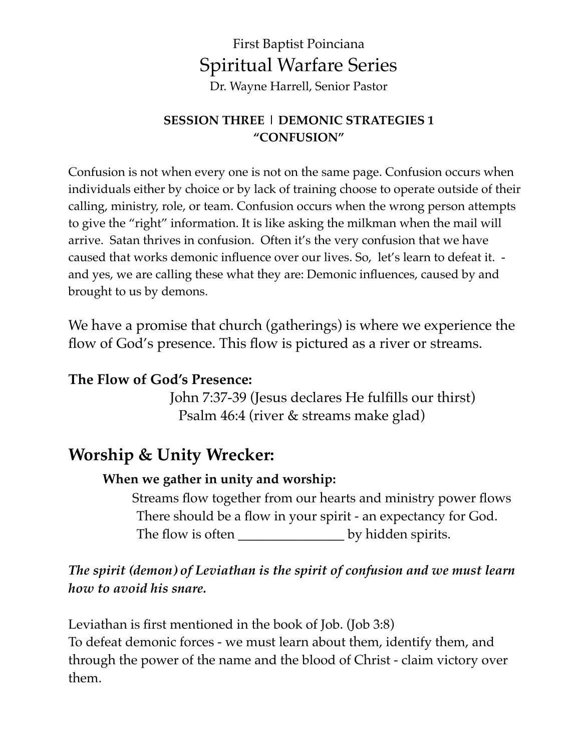First Baptist Poinciana

# Spiritual Warfare Series

Dr. Wayne Harrell, Senior Pastor

**SESSION THREE | DEMONIC STRATEGIES 1**
**"CONFUSION"**

Confusion is not when every one is not on the same page. Confusion occurs when individuals either by choice or by lack of training choose to operate outside of their calling, ministry, role, or team. Confusion occurs when the wrong person attempts to give the "right" information. It is like asking the milkman when the mail will arrive. Satan thrives in confusion. Often it's the very confusion that we have caused that works demonic influence over our lives. So, let's learn to defeat it. - and yes, we are calling these what they are: Demonic influences, caused by and brought to us by demons.

We have a promise that church (gatherings) is where we experience the flow of God's presence. This flow is pictured as a river or streams.

**The Flow of God's Presence:**

John 7:37-39 (Jesus declares He fulfills our thirst)
Psalm 46:4 (river & streams make glad)

## Worship & Unity Wrecker:

**When we gather in unity and worship:**

Streams flow together from our hearts and ministry power flows
There should be a flow in your spirit - an expectancy for God.
The flow is often _______________ by hidden spirits.

***The spirit (demon) of Leviathan is the spirit of confusion and we must learn how to avoid his snare.***

Leviathan is first mentioned in the book of Job. (Job 3:8)
To defeat demonic forces - we must learn about them, identify them, and through the power of the name and the blood of Christ - claim victory over them.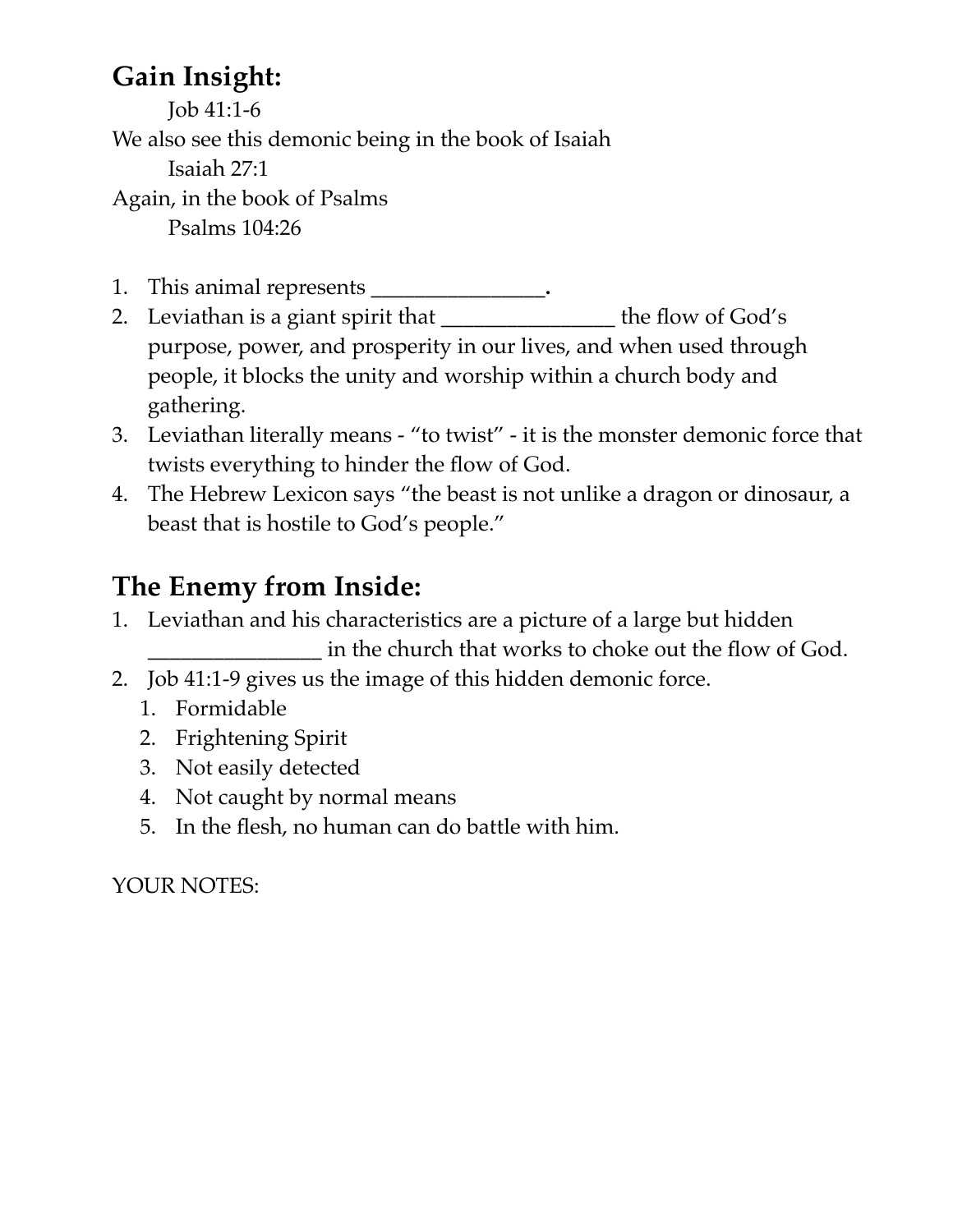## Gain Insight:

Job 41:1-6

We also see this demonic being in the book of Isaiah

Isaiah 27:1

Again, in the book of Psalms

Psalms 104:26

1. This animal represents _______________.
2. Leviathan is a giant spirit that _______________ the flow of God's purpose, power, and prosperity in our lives, and when used through people, it blocks the unity and worship within a church body and gathering.
3. Leviathan literally means - "to twist" - it is the monster demonic force that twists everything to hinder the flow of God.
4. The Hebrew Lexicon says "the beast is not unlike a dragon or dinosaur, a beast that is hostile to God's people."

## The Enemy from Inside:

1. Leviathan and his characteristics are a picture of a large but hidden _______________ in the church that works to choke out the flow of God.
2. Job 41:1-9 gives us the image of this hidden demonic force.
   1. Formidable
   2. Frightening Spirit
   3. Not easily detected
   4. Not caught by normal means
   5. In the flesh, no human can do battle with him.

YOUR NOTES: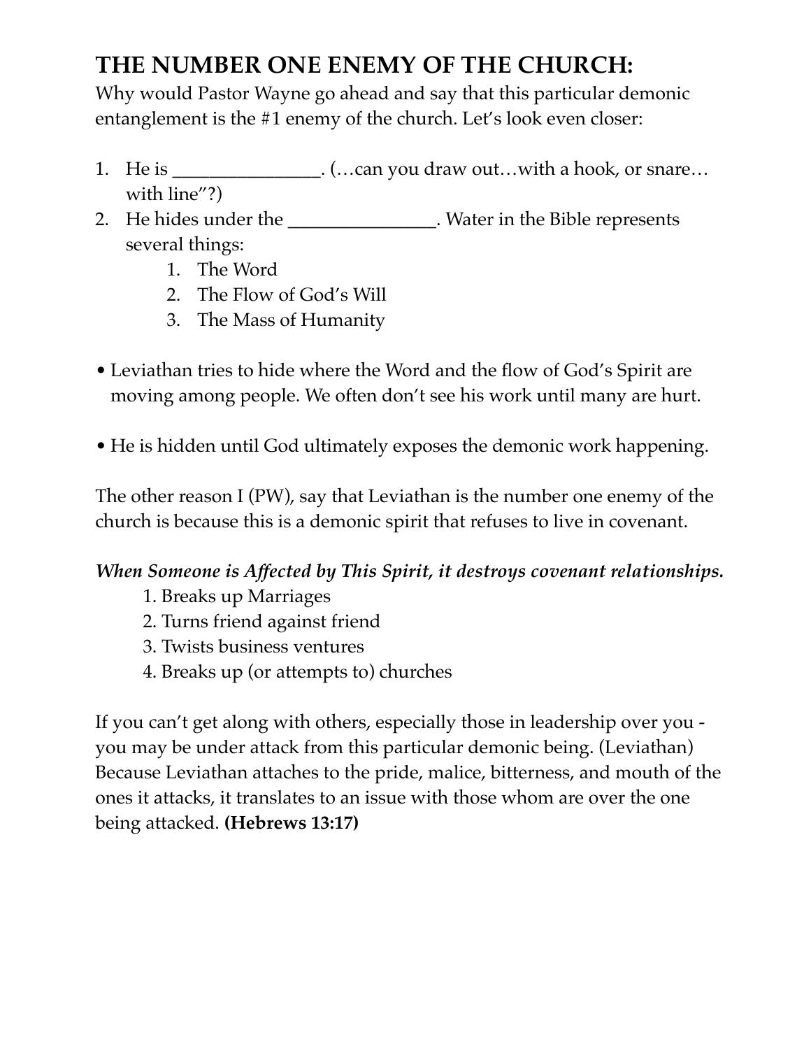## THE NUMBER ONE ENEMY OF THE CHURCH:

Why would Pastor Wayne go ahead and say that this particular demonic entanglement is the #1 enemy of the church. Let's look even closer:

1. He is _______________. (…can you draw out…with a hook, or snare…with line"?)
2. He hides under the _______________. Water in the Bible represents several things:
   1. The Word
   2. The Flow of God's Will
   3. The Mass of Humanity

- Leviathan tries to hide where the Word and the flow of God's Spirit are moving among people. We often don't see his work until many are hurt.

- He is hidden until God ultimately exposes the demonic work happening.

The other reason I (PW), say that Leviathan is the number one enemy of the church is because this is a demonic spirit that refuses to live in covenant.

***When Someone is Affected by This Spirit, it destroys covenant relationships.***

1. Breaks up Marriages
2. Turns friend against friend
3. Twists business ventures
4. Breaks up (or attempts to) churches

If you can't get along with others, especially those in leadership over you - you may be under attack from this particular demonic being. (Leviathan) Because Leviathan attaches to the pride, malice, bitterness, and mouth of the ones it attacks, it translates to an issue with those whom are over the one being attacked. **(Hebrews 13:17)**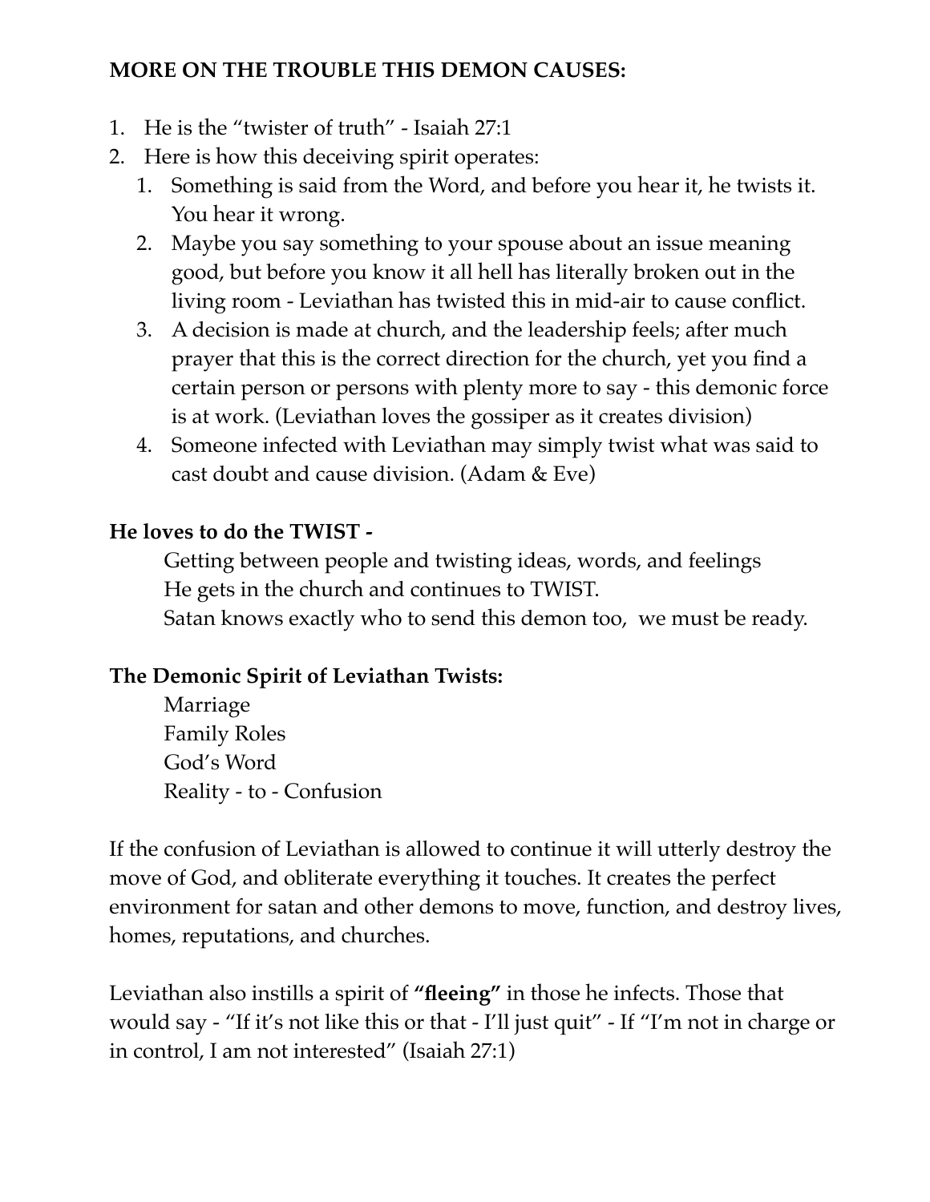**MORE ON THE TROUBLE THIS DEMON CAUSES:**

1. He is the "twister of truth" - Isaiah 27:1
2. Here is how this deceiving spirit operates:
    1. Something is said from the Word, and before you hear it, he twists it. You hear it wrong.
    2. Maybe you say something to your spouse about an issue meaning good, but before you know it all hell has literally broken out in the living room - Leviathan has twisted this in mid-air to cause conflict.
    3. A decision is made at church, and the leadership feels; after much prayer that this is the correct direction for the church, yet you find a certain person or persons with plenty more to say - this demonic force is at work. (Leviathan loves the gossiper as it creates division)
    4. Someone infected with Leviathan may simply twist what was said to cast doubt and cause division. (Adam & Eve)

**He loves to do the TWIST -**

Getting between people and twisting ideas, words, and feelings
He gets in the church and continues to TWIST.
Satan knows exactly who to send this demon too,  we must be ready.

**The Demonic Spirit of Leviathan Twists:**

Marriage
Family Roles
God's Word
Reality - to - Confusion

If the confusion of Leviathan is allowed to continue it will utterly destroy the move of God, and obliterate everything it touches. It creates the perfect environment for satan and other demons to move, function, and destroy lives, homes, reputations, and churches.

Leviathan also instills a spirit of **"fleeing"** in those he infects. Those that would say - "If it's not like this or that - I'll just quit" - If "I'm not in charge or in control, I am not interested" (Isaiah 27:1)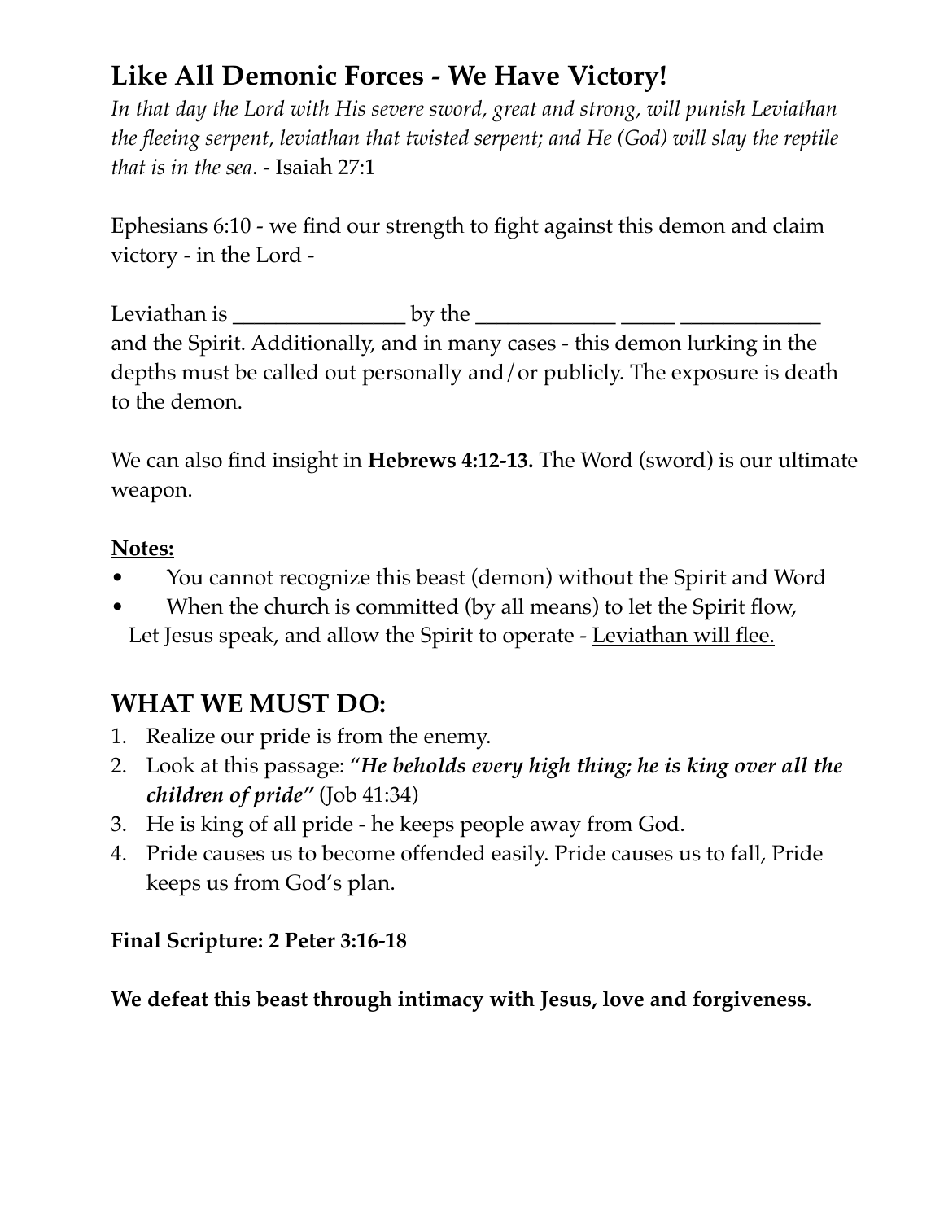## Like All Demonic Forces - We Have Victory!

*In that day the Lord with His severe sword, great and strong, will punish Leviathan the fleeing serpent, leviathan that twisted serpent; and He (God) will slay the reptile that is in the sea*. - Isaiah 27:1

Ephesians 6:10 - we find our strength to fight against this demon and claim victory - in the Lord -

Leviathan is _______________ by the ____________ _____ ____________ and the Spirit. Additionally, and in many cases - this demon lurking in the depths must be called out personally and/or publicly. The exposure is death to the demon.

We can also find insight in **Hebrews 4:12-13.** The Word (sword) is our ultimate weapon.

**Notes:**

- You cannot recognize this beast (demon) without the Spirit and Word
- When the church is committed (by all means) to let the Spirit flow, Let Jesus speak, and allow the Spirit to operate - Leviathan will flee.

## WHAT WE MUST DO:

1. Realize our pride is from the enemy.
2. Look at this passage: "***He beholds every high thing; he is king over all the children of pride***" (Job 41:34)
3. He is king of all pride - he keeps people away from God.
4. Pride causes us to become offended easily. Pride causes us to fall, Pride keeps us from God's plan.

**Final Scripture: 2 Peter 3:16-18**

**We defeat this beast through intimacy with Jesus, love and forgiveness.**